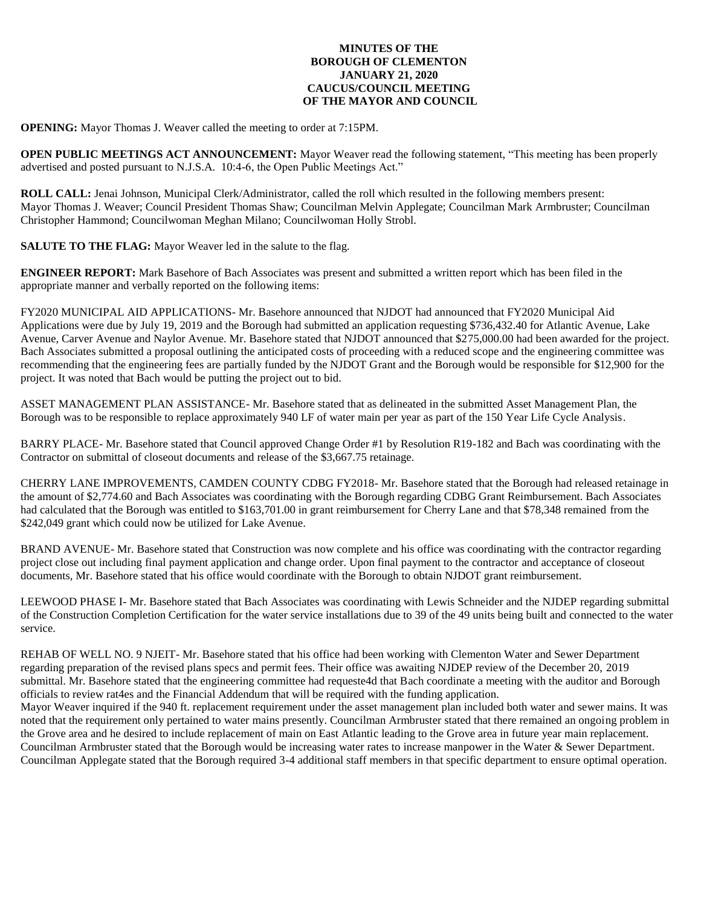**MINUTES OF THE**
**BOROUGH OF CLEMENTON**
**JANUARY 21, 2020**
**CAUCUS/COUNCIL MEETING**
**OF THE MAYOR AND COUNCIL**

**OPENING:** Mayor Thomas J. Weaver called the meeting to order at 7:15PM.

**OPEN PUBLIC MEETINGS ACT ANNOUNCEMENT:** Mayor Weaver read the following statement, "This meeting has been properly advertised and posted pursuant to N.J.S.A. 10:4-6, the Open Public Meetings Act."

**ROLL CALL:** Jenai Johnson, Municipal Clerk/Administrator, called the roll which resulted in the following members present: Mayor Thomas J. Weaver; Council President Thomas Shaw; Councilman Melvin Applegate; Councilman Mark Armbruster; Councilman Christopher Hammond; Councilwoman Meghan Milano; Councilwoman Holly Strobl.

**SALUTE TO THE FLAG:** Mayor Weaver led in the salute to the flag.

**ENGINEER REPORT:** Mark Basehore of Bach Associates was present and submitted a written report which has been filed in the appropriate manner and verbally reported on the following items:

FY2020 MUNICIPAL AID APPLICATIONS- Mr. Basehore announced that NJDOT had announced that FY2020 Municipal Aid Applications were due by July 19, 2019 and the Borough had submitted an application requesting $736,432.40 for Atlantic Avenue, Lake Avenue, Carver Avenue and Naylor Avenue. Mr. Basehore stated that NJDOT announced that $275,000.00 had been awarded for the project. Bach Associates submitted a proposal outlining the anticipated costs of proceeding with a reduced scope and the engineering committee was recommending that the engineering fees are partially funded by the NJDOT Grant and the Borough would be responsible for $12,900 for the project. It was noted that Bach would be putting the project out to bid.

ASSET MANAGEMENT PLAN ASSISTANCE- Mr. Basehore stated that as delineated in the submitted Asset Management Plan, the Borough was to be responsible to replace approximately 940 LF of water main per year as part of the 150 Year Life Cycle Analysis.

BARRY PLACE- Mr. Basehore stated that Council approved Change Order #1 by Resolution R19-182 and Bach was coordinating with the Contractor on submittal of closeout documents and release of the $3,667.75 retainage.

CHERRY LANE IMPROVEMENTS, CAMDEN COUNTY CDBG FY2018- Mr. Basehore stated that the Borough had released retainage in the amount of $2,774.60 and Bach Associates was coordinating with the Borough regarding CDBG Grant Reimbursement. Bach Associates had calculated that the Borough was entitled to $163,701.00 in grant reimbursement for Cherry Lane and that $78,348 remained from the $242,049 grant which could now be utilized for Lake Avenue.

BRAND AVENUE- Mr. Basehore stated that Construction was now complete and his office was coordinating with the contractor regarding project close out including final payment application and change order. Upon final payment to the contractor and acceptance of closeout documents, Mr. Basehore stated that his office would coordinate with the Borough to obtain NJDOT grant reimbursement.

LEEWOOD PHASE I- Mr. Basehore stated that Bach Associates was coordinating with Lewis Schneider and the NJDEP regarding submittal of the Construction Completion Certification for the water service installations due to 39 of the 49 units being built and connected to the water service.

REHAB OF WELL NO. 9 NJEIT- Mr. Basehore stated that his office had been working with Clementon Water and Sewer Department regarding preparation of the revised plans specs and permit fees. Their office was awaiting NJDEP review of the December 20, 2019 submittal. Mr. Basehore stated that the engineering committee had requeste4d that Bach coordinate a meeting with the auditor and Borough officials to review rat4es and the Financial Addendum that will be required with the funding application.

Mayor Weaver inquired if the 940 ft. replacement requirement under the asset management plan included both water and sewer mains. It was noted that the requirement only pertained to water mains presently. Councilman Armbruster stated that there remained an ongoing problem in the Grove area and he desired to include replacement of main on East Atlantic leading to the Grove area in future year main replacement. Councilman Armbruster stated that the Borough would be increasing water rates to increase manpower in the Water & Sewer Department. Councilman Applegate stated that the Borough required 3-4 additional staff members in that specific department to ensure optimal operation.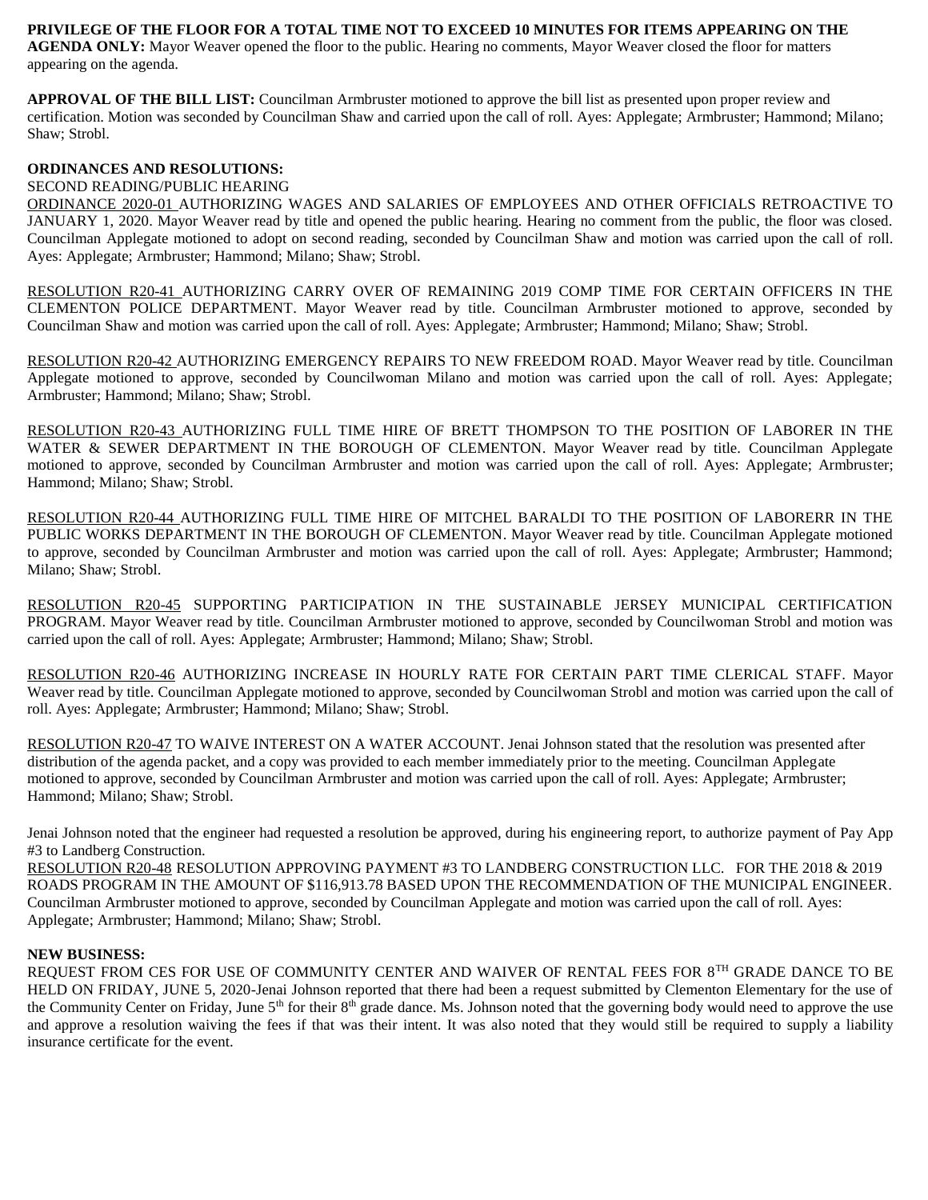**PRIVILEGE OF THE FLOOR FOR A TOTAL TIME NOT TO EXCEED 10 MINUTES FOR ITEMS APPEARING ON THE AGENDA ONLY:** Mayor Weaver opened the floor to the public. Hearing no comments, Mayor Weaver closed the floor for matters appearing on the agenda.

**APPROVAL OF THE BILL LIST:** Councilman Armbruster motioned to approve the bill list as presented upon proper review and certification. Motion was seconded by Councilman Shaw and carried upon the call of roll. Ayes: Applegate; Armbruster; Hammond; Milano; Shaw; Strobl.

**ORDINANCES AND RESOLUTIONS:**

SECOND READING/PUBLIC HEARING

ORDINANCE 2020-01 AUTHORIZING WAGES AND SALARIES OF EMPLOYEES AND OTHER OFFICIALS RETROACTIVE TO JANUARY 1, 2020. Mayor Weaver read by title and opened the public hearing. Hearing no comment from the public, the floor was closed. Councilman Applegate motioned to adopt on second reading, seconded by Councilman Shaw and motion was carried upon the call of roll. Ayes: Applegate; Armbruster; Hammond; Milano; Shaw; Strobl.

RESOLUTION R20-41 AUTHORIZING CARRY OVER OF REMAINING 2019 COMP TIME FOR CERTAIN OFFICERS IN THE CLEMENTON POLICE DEPARTMENT. Mayor Weaver read by title. Councilman Armbruster motioned to approve, seconded by Councilman Shaw and motion was carried upon the call of roll. Ayes: Applegate; Armbruster; Hammond; Milano; Shaw; Strobl.

RESOLUTION R20-42 AUTHORIZING EMERGENCY REPAIRS TO NEW FREEDOM ROAD. Mayor Weaver read by title. Councilman Applegate motioned to approve, seconded by Councilwoman Milano and motion was carried upon the call of roll. Ayes: Applegate; Armbruster; Hammond; Milano; Shaw; Strobl.

RESOLUTION R20-43 AUTHORIZING FULL TIME HIRE OF BRETT THOMPSON TO THE POSITION OF LABORER IN THE WATER & SEWER DEPARTMENT IN THE BOROUGH OF CLEMENTON. Mayor Weaver read by title. Councilman Applegate motioned to approve, seconded by Councilman Armbruster and motion was carried upon the call of roll. Ayes: Applegate; Armbruster; Hammond; Milano; Shaw; Strobl.

RESOLUTION R20-44 AUTHORIZING FULL TIME HIRE OF MITCHEL BARALDI TO THE POSITION OF LABORERR IN THE PUBLIC WORKS DEPARTMENT IN THE BOROUGH OF CLEMENTON. Mayor Weaver read by title. Councilman Applegate motioned to approve, seconded by Councilman Armbruster and motion was carried upon the call of roll. Ayes: Applegate; Armbruster; Hammond; Milano; Shaw; Strobl.

RESOLUTION R20-45 SUPPORTING PARTICIPATION IN THE SUSTAINABLE JERSEY MUNICIPAL CERTIFICATION PROGRAM. Mayor Weaver read by title. Councilman Armbruster motioned to approve, seconded by Councilwoman Strobl and motion was carried upon the call of roll. Ayes: Applegate; Armbruster; Hammond; Milano; Shaw; Strobl.

RESOLUTION R20-46 AUTHORIZING INCREASE IN HOURLY RATE FOR CERTAIN PART TIME CLERICAL STAFF. Mayor Weaver read by title. Councilman Applegate motioned to approve, seconded by Councilwoman Strobl and motion was carried upon the call of roll. Ayes: Applegate; Armbruster; Hammond; Milano; Shaw; Strobl.

RESOLUTION R20-47 TO WAIVE INTEREST ON A WATER ACCOUNT. Jenai Johnson stated that the resolution was presented after distribution of the agenda packet, and a copy was provided to each member immediately prior to the meeting. Councilman Applegate motioned to approve, seconded by Councilman Armbruster and motion was carried upon the call of roll. Ayes: Applegate; Armbruster; Hammond; Milano; Shaw; Strobl.

Jenai Johnson noted that the engineer had requested a resolution be approved, during his engineering report, to authorize payment of Pay App #3 to Landberg Construction.

RESOLUTION R20-48 RESOLUTION APPROVING PAYMENT #3 TO LANDBERG CONSTRUCTION LLC. FOR THE 2018 & 2019 ROADS PROGRAM IN THE AMOUNT OF $116,913.78 BASED UPON THE RECOMMENDATION OF THE MUNICIPAL ENGINEER. Councilman Armbruster motioned to approve, seconded by Councilman Applegate and motion was carried upon the call of roll. Ayes: Applegate; Armbruster; Hammond; Milano; Shaw; Strobl.

**NEW BUSINESS:**

REQUEST FROM CES FOR USE OF COMMUNITY CENTER AND WAIVER OF RENTAL FEES FOR 8TH GRADE DANCE TO BE HELD ON FRIDAY, JUNE 5, 2020-Jenai Johnson reported that there had been a request submitted by Clementon Elementary for the use of the Community Center on Friday, June 5th for their 8th grade dance. Ms. Johnson noted that the governing body would need to approve the use and approve a resolution waiving the fees if that was their intent. It was also noted that they would still be required to supply a liability insurance certificate for the event.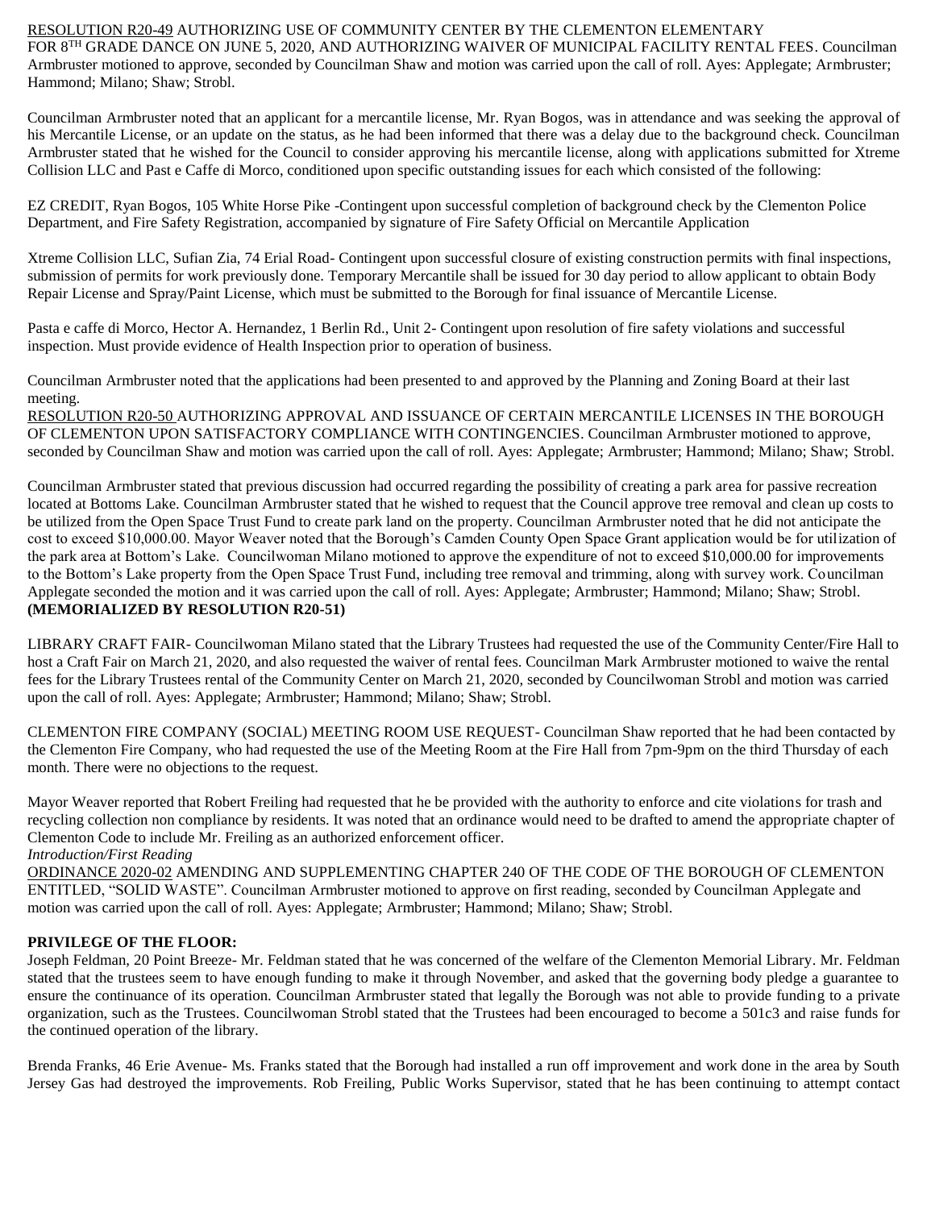<u>RESOLUTION R20-49</u> AUTHORIZING USE OF COMMUNITY CENTER BY THE CLEMENTON ELEMENTARY FOR 8TH GRADE DANCE ON JUNE 5, 2020, AND AUTHORIZING WAIVER OF MUNICIPAL FACILITY RENTAL FEES. Councilman Armbruster motioned to approve, seconded by Councilman Shaw and motion was carried upon the call of roll. Ayes: Applegate; Armbruster; Hammond; Milano; Shaw; Strobl.

Councilman Armbruster noted that an applicant for a mercantile license, Mr. Ryan Bogos, was in attendance and was seeking the approval of his Mercantile License, or an update on the status, as he had been informed that there was a delay due to the background check. Councilman Armbruster stated that he wished for the Council to consider approving his mercantile license, along with applications submitted for Xtreme Collision LLC and Past e Caffe di Morco, conditioned upon specific outstanding issues for each which consisted of the following:

EZ CREDIT, Ryan Bogos, 105 White Horse Pike -Contingent upon successful completion of background check by the Clementon Police Department, and Fire Safety Registration, accompanied by signature of Fire Safety Official on Mercantile Application

Xtreme Collision LLC, Sufian Zia, 74 Erial Road- Contingent upon successful closure of existing construction permits with final inspections, submission of permits for work previously done. Temporary Mercantile shall be issued for 30 day period to allow applicant to obtain Body Repair License and Spray/Paint License, which must be submitted to the Borough for final issuance of Mercantile License.

Pasta e caffe di Morco, Hector A. Hernandez, 1 Berlin Rd., Unit 2- Contingent upon resolution of fire safety violations and successful inspection. Must provide evidence of Health Inspection prior to operation of business.

Councilman Armbruster noted that the applications had been presented to and approved by the Planning and Zoning Board at their last meeting.

<u>RESOLUTION R20-50</u> AUTHORIZING APPROVAL AND ISSUANCE OF CERTAIN MERCANTILE LICENSES IN THE BOROUGH OF CLEMENTON UPON SATISFACTORY COMPLIANCE WITH CONTINGENCIES. Councilman Armbruster motioned to approve, seconded by Councilman Shaw and motion was carried upon the call of roll. Ayes: Applegate; Armbruster; Hammond; Milano; Shaw; Strobl.

Councilman Armbruster stated that previous discussion had occurred regarding the possibility of creating a park area for passive recreation located at Bottoms Lake. Councilman Armbruster stated that he wished to request that the Council approve tree removal and clean up costs to be utilized from the Open Space Trust Fund to create park land on the property. Councilman Armbruster noted that he did not anticipate the cost to exceed $10,000.00. Mayor Weaver noted that the Borough's Camden County Open Space Grant application would be for utilization of the park area at Bottom's Lake. Councilwoman Milano motioned to approve the expenditure of not to exceed $10,000.00 for improvements to the Bottom's Lake property from the Open Space Trust Fund, including tree removal and trimming, along with survey work. Councilman Applegate seconded the motion and it was carried upon the call of roll. Ayes: Applegate; Armbruster; Hammond; Milano; Shaw; Strobl. **(MEMORIALIZED BY RESOLUTION R20-51)**

LIBRARY CRAFT FAIR- Councilwoman Milano stated that the Library Trustees had requested the use of the Community Center/Fire Hall to host a Craft Fair on March 21, 2020, and also requested the waiver of rental fees. Councilman Mark Armbruster motioned to waive the rental fees for the Library Trustees rental of the Community Center on March 21, 2020, seconded by Councilwoman Strobl and motion was carried upon the call of roll. Ayes: Applegate; Armbruster; Hammond; Milano; Shaw; Strobl.

CLEMENTON FIRE COMPANY (SOCIAL) MEETING ROOM USE REQUEST- Councilman Shaw reported that he had been contacted by the Clementon Fire Company, who had requested the use of the Meeting Room at the Fire Hall from 7pm-9pm on the third Thursday of each month. There were no objections to the request.

Mayor Weaver reported that Robert Freiling had requested that he be provided with the authority to enforce and cite violations for trash and recycling collection non compliance by residents. It was noted that an ordinance would need to be drafted to amend the appropriate chapter of Clementon Code to include Mr. Freiling as an authorized enforcement officer.

*Introduction/First Reading*

<u>ORDINANCE 2020-02</u> AMENDING AND SUPPLEMENTING CHAPTER 240 OF THE CODE OF THE BOROUGH OF CLEMENTON ENTITLED, "SOLID WASTE". Councilman Armbruster motioned to approve on first reading, seconded by Councilman Applegate and motion was carried upon the call of roll. Ayes: Applegate; Armbruster; Hammond; Milano; Shaw; Strobl.

**PRIVILEGE OF THE FLOOR:**

Joseph Feldman, 20 Point Breeze- Mr. Feldman stated that he was concerned of the welfare of the Clementon Memorial Library. Mr. Feldman stated that the trustees seem to have enough funding to make it through November, and asked that the governing body pledge a guarantee to ensure the continuance of its operation. Councilman Armbruster stated that legally the Borough was not able to provide funding to a private organization, such as the Trustees. Councilwoman Strobl stated that the Trustees had been encouraged to become a 501c3 and raise funds for the continued operation of the library.

Brenda Franks, 46 Erie Avenue- Ms. Franks stated that the Borough had installed a run off improvement and work done in the area by South Jersey Gas had destroyed the improvements. Rob Freiling, Public Works Supervisor, stated that he has been continuing to attempt contact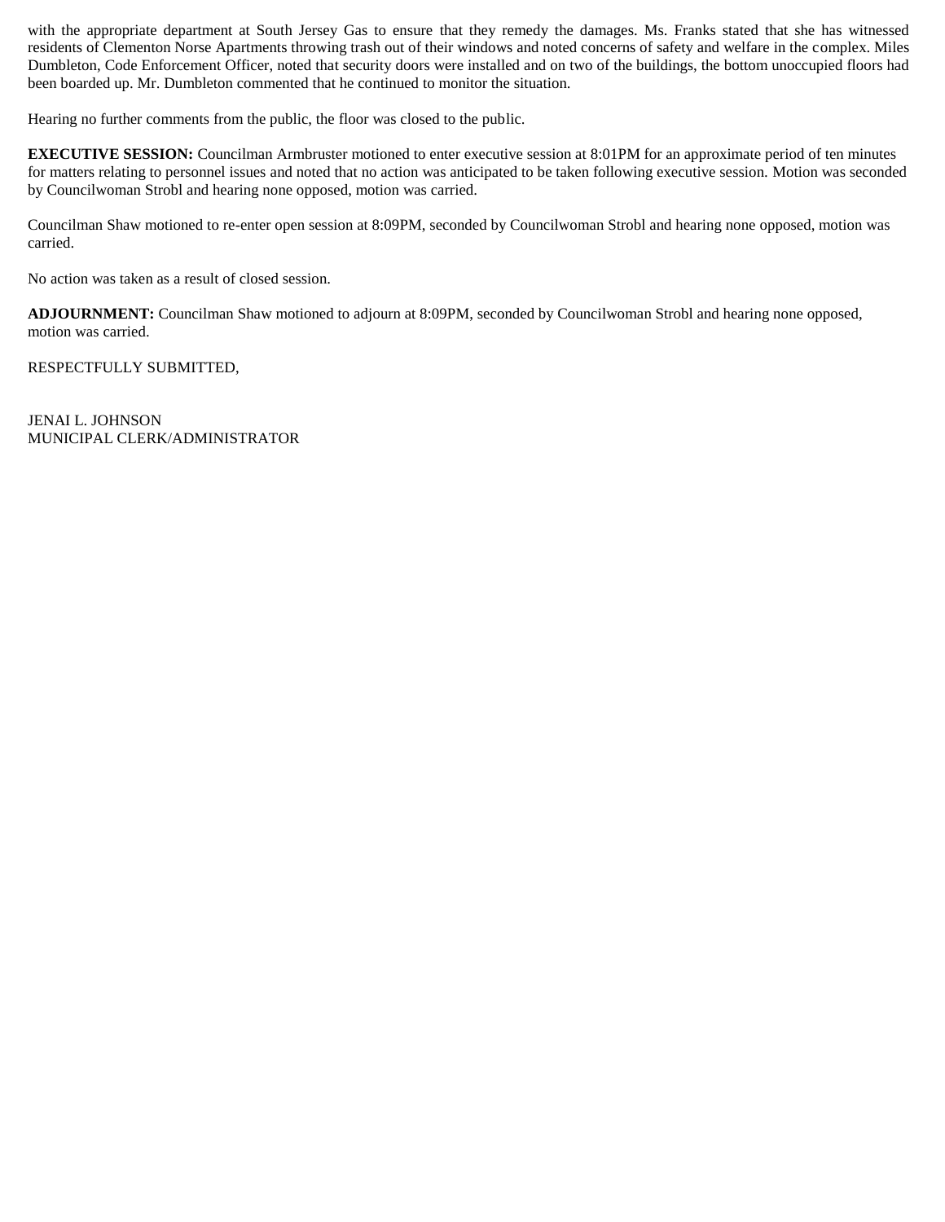with the appropriate department at South Jersey Gas to ensure that they remedy the damages. Ms. Franks stated that she has witnessed residents of Clementon Norse Apartments throwing trash out of their windows and noted concerns of safety and welfare in the complex. Miles Dumbleton, Code Enforcement Officer, noted that security doors were installed and on two of the buildings, the bottom unoccupied floors had been boarded up. Mr. Dumbleton commented that he continued to monitor the situation.

Hearing no further comments from the public, the floor was closed to the public.

**EXECUTIVE SESSION:** Councilman Armbruster motioned to enter executive session at 8:01PM for an approximate period of ten minutes for matters relating to personnel issues and noted that no action was anticipated to be taken following executive session. Motion was seconded by Councilwoman Strobl and hearing none opposed, motion was carried.

Councilman Shaw motioned to re-enter open session at 8:09PM, seconded by Councilwoman Strobl and hearing none opposed, motion was carried.

No action was taken as a result of closed session.

**ADJOURNMENT:** Councilman Shaw motioned to adjourn at 8:09PM, seconded by Councilwoman Strobl and hearing none opposed, motion was carried.

RESPECTFULLY SUBMITTED,

JENAI L. JOHNSON
MUNICIPAL CLERK/ADMINISTRATOR